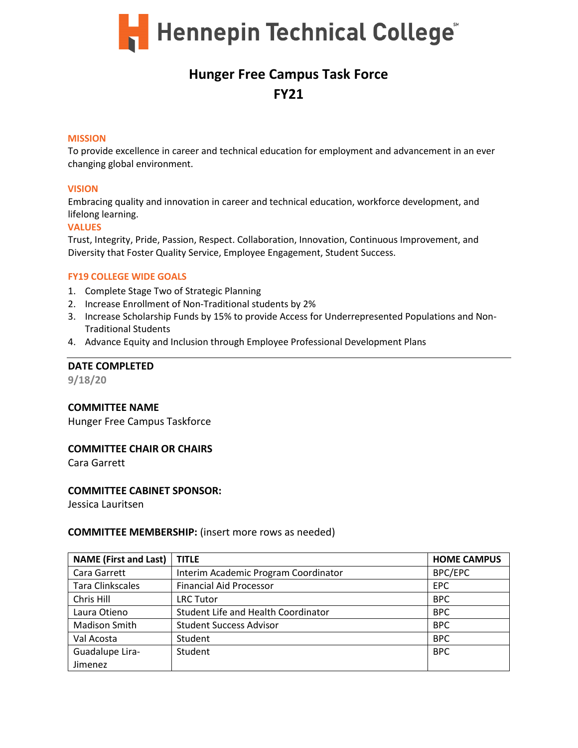# Hennepin Technical College

## Hunger Free Campus Task Force
## FY21

### MISSION

To provide excellence in career and technical education for employment and advancement in an ever changing global environment.

### VISION

Embracing quality and innovation in career and technical education, workforce development, and lifelong learning.

### VALUES

Trust, Integrity, Pride, Passion, Respect. Collaboration, Innovation, Continuous Improvement, and Diversity that Foster Quality Service, Employee Engagement, Student Success.

### FY19 COLLEGE WIDE GOALS

1. Complete Stage Two of Strategic Planning
2. Increase Enrollment of Non-Traditional students by 2%
3. Increase Scholarship Funds by 15% to provide Access for Underrepresented Populations and Non-Traditional Students
4. Advance Equity and Inclusion through Employee Professional Development Plans

---

**DATE COMPLETED**

9/18/20

**COMMITTEE NAME**

Hunger Free Campus Taskforce

**COMMITTEE CHAIR OR CHAIRS**

Cara Garrett

**COMMITTEE CABINET SPONSOR:**

Jessica Lauritsen

**COMMITTEE MEMBERSHIP:** (insert more rows as needed)

| NAME (First and Last) | TITLE | HOME CAMPUS |
|---|---|---|
| Cara Garrett | Interim Academic Program Coordinator | BPC/EPC |
| Tara Clinkscales | Financial Aid Processor | EPC |
| Chris Hill | LRC Tutor | BPC |
| Laura Otieno | Student Life and Health Coordinator | BPC |
| Madison Smith | Student Success Advisor | BPC |
| Val Acosta | Student | BPC |
| Guadalupe Lira-Jimenez | Student | BPC |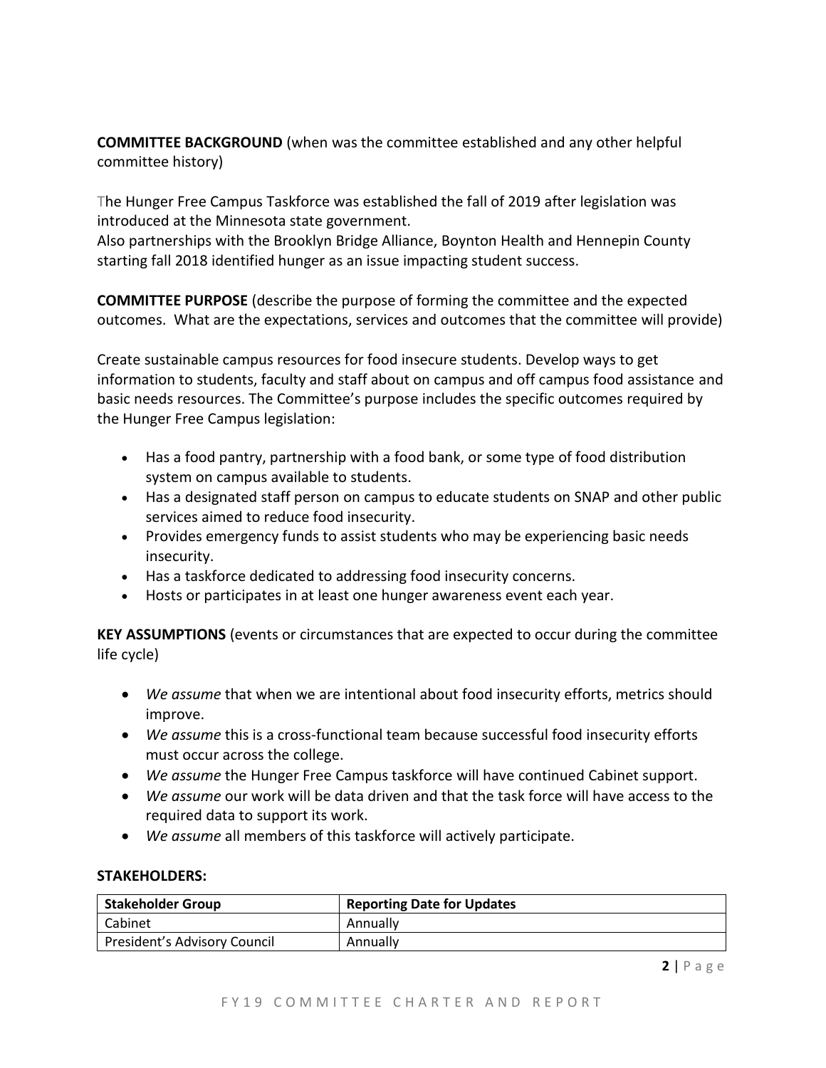**COMMITTEE BACKGROUND** (when was the committee established and any other helpful committee history)

The Hunger Free Campus Taskforce was established the fall of 2019 after legislation was introduced at the Minnesota state government.
Also partnerships with the Brooklyn Bridge Alliance, Boynton Health and Hennepin County starting fall 2018 identified hunger as an issue impacting student success.

**COMMITTEE PURPOSE** (describe the purpose of forming the committee and the expected outcomes. What are the expectations, services and outcomes that the committee will provide)

Create sustainable campus resources for food insecure students. Develop ways to get information to students, faculty and staff about on campus and off campus food assistance and basic needs resources. The Committee's purpose includes the specific outcomes required by the Hunger Free Campus legislation:

- Has a food pantry, partnership with a food bank, or some type of food distribution system on campus available to students.
- Has a designated staff person on campus to educate students on SNAP and other public services aimed to reduce food insecurity.
- Provides emergency funds to assist students who may be experiencing basic needs insecurity.
- Has a taskforce dedicated to addressing food insecurity concerns.
- Hosts or participates in at least one hunger awareness event each year.

**KEY ASSUMPTIONS** (events or circumstances that are expected to occur during the committee life cycle)

- *We assume* that when we are intentional about food insecurity efforts, metrics should improve.
- *We assume* this is a cross-functional team because successful food insecurity efforts must occur across the college.
- *We assume* the Hunger Free Campus taskforce will have continued Cabinet support.
- *We assume* our work will be data driven and that the task force will have access to the required data to support its work.
- *We assume* all members of this taskforce will actively participate.

**STAKEHOLDERS:**

| Stakeholder Group | Reporting Date for Updates |
|---|---|
| Cabinet | Annually |
| President's Advisory Council | Annually |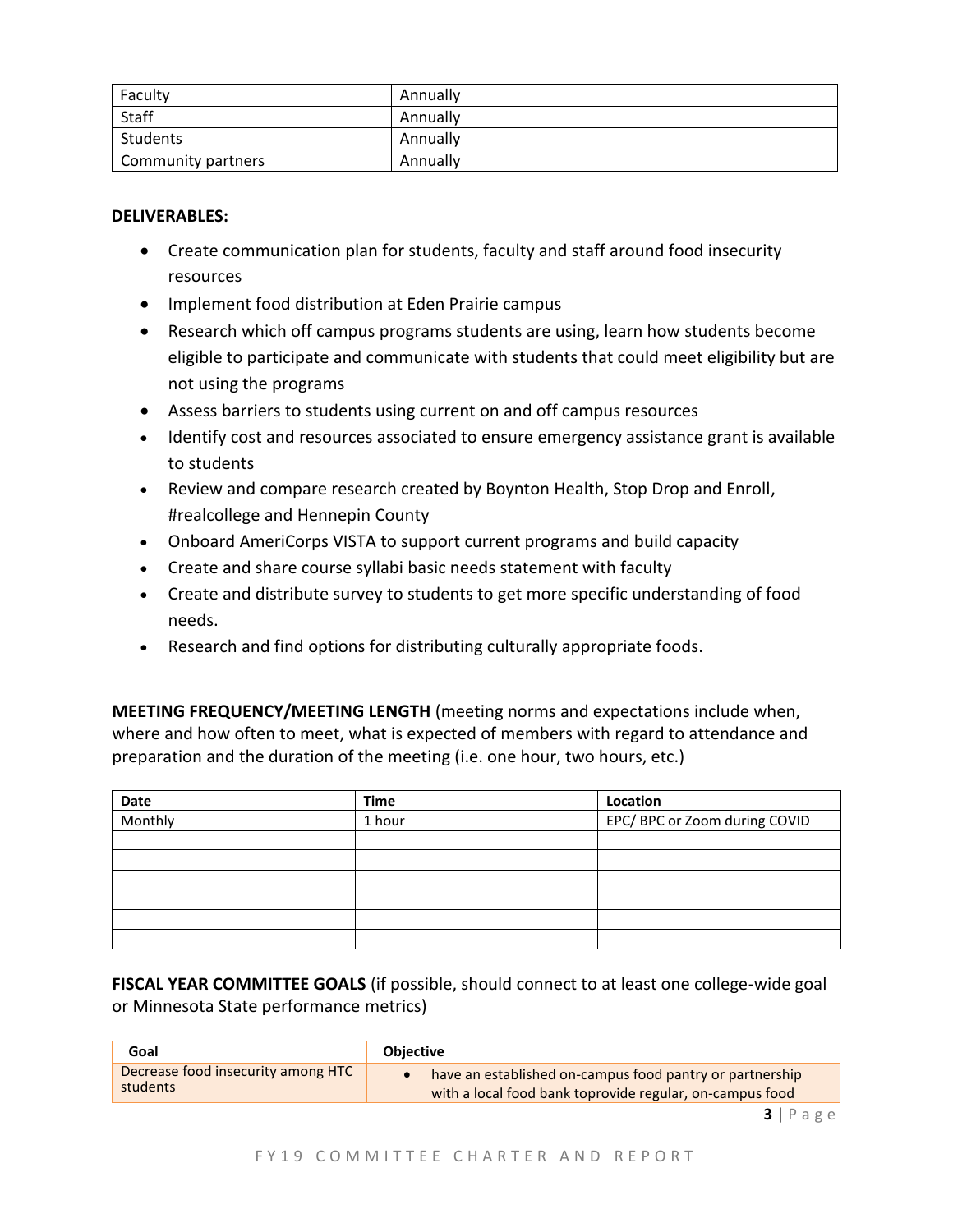| Faculty | Annually |
|---|---|
| Staff | Annually |
| Students | Annually |
| Community partners | Annually |

**DELIVERABLES:**

- Create communication plan for students, faculty and staff around food insecurity resources
- Implement food distribution at Eden Prairie campus
- Research which off campus programs students are using, learn how students become eligible to participate and communicate with students that could meet eligibility but are not using the programs
- Assess barriers to students using current on and off campus resources
- Identify cost and resources associated to ensure emergency assistance grant is available to students
- Review and compare research created by Boynton Health, Stop Drop and Enroll, #realcollege and Hennepin County
- Onboard AmeriCorps VISTA to support current programs and build capacity
- Create and share course syllabi basic needs statement with faculty
- Create and distribute survey to students to get more specific understanding of food needs.
- Research and find options for distributing culturally appropriate foods.

**MEETING FREQUENCY/MEETING LENGTH** (meeting norms and expectations include when, where and how often to meet, what is expected of members with regard to attendance and preparation and the duration of the meeting (i.e. one hour, two hours, etc.)

| Date | Time | Location |
|---|---|---|
| Monthly | 1 hour | EPC/ BPC or Zoom during COVID |
| | | |
| | | |
| | | |
| | | |
| | | |
| | | |

**FISCAL YEAR COMMITTEE GOALS** (if possible, should connect to at least one college-wide goal or Minnesota State performance metrics)

| Goal | Objective |
|---|---|
| Decrease food insecurity among HTC students | • have an established on-campus food pantry or partnership with a local food bank toprovide regular, on-campus food |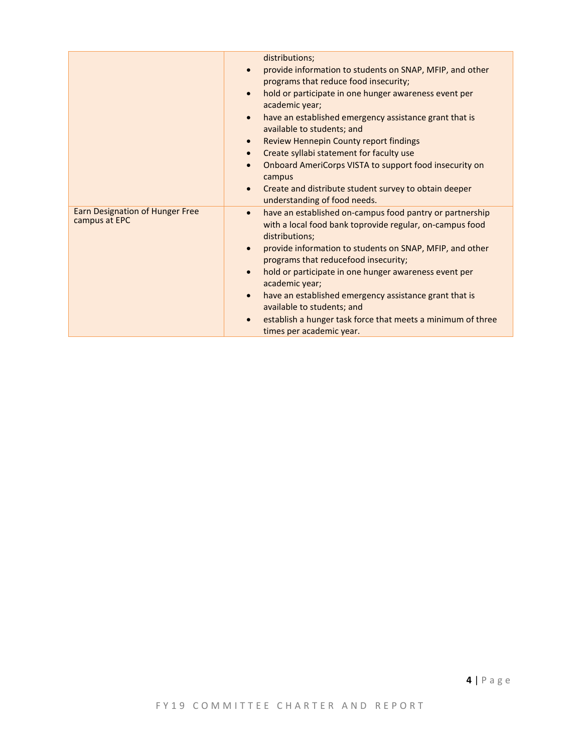| | |
|---|---|
| | distributions;<br>• provide information to students on SNAP, MFIP, and other programs that reduce food insecurity;<br>• hold or participate in one hunger awareness event per academic year;<br>• have an established emergency assistance grant that is available to students; and<br>• Review Hennepin County report findings<br>• Create syllabi statement for faculty use<br>• Onboard AmeriCorps VISTA to support food insecurity on campus<br>• Create and distribute student survey to obtain deeper understanding of food needs. |
| Earn Designation of Hunger Free campus at EPC | • have an established on-campus food pantry or partnership with a local food bank toprovide regular, on-campus food distributions;<br>• provide information to students on SNAP, MFIP, and other programs that reducefood insecurity;<br>• hold or participate in one hunger awareness event per academic year;<br>• have an established emergency assistance grant that is available to students; and<br>• establish a hunger task force that meets a minimum of three times per academic year. |